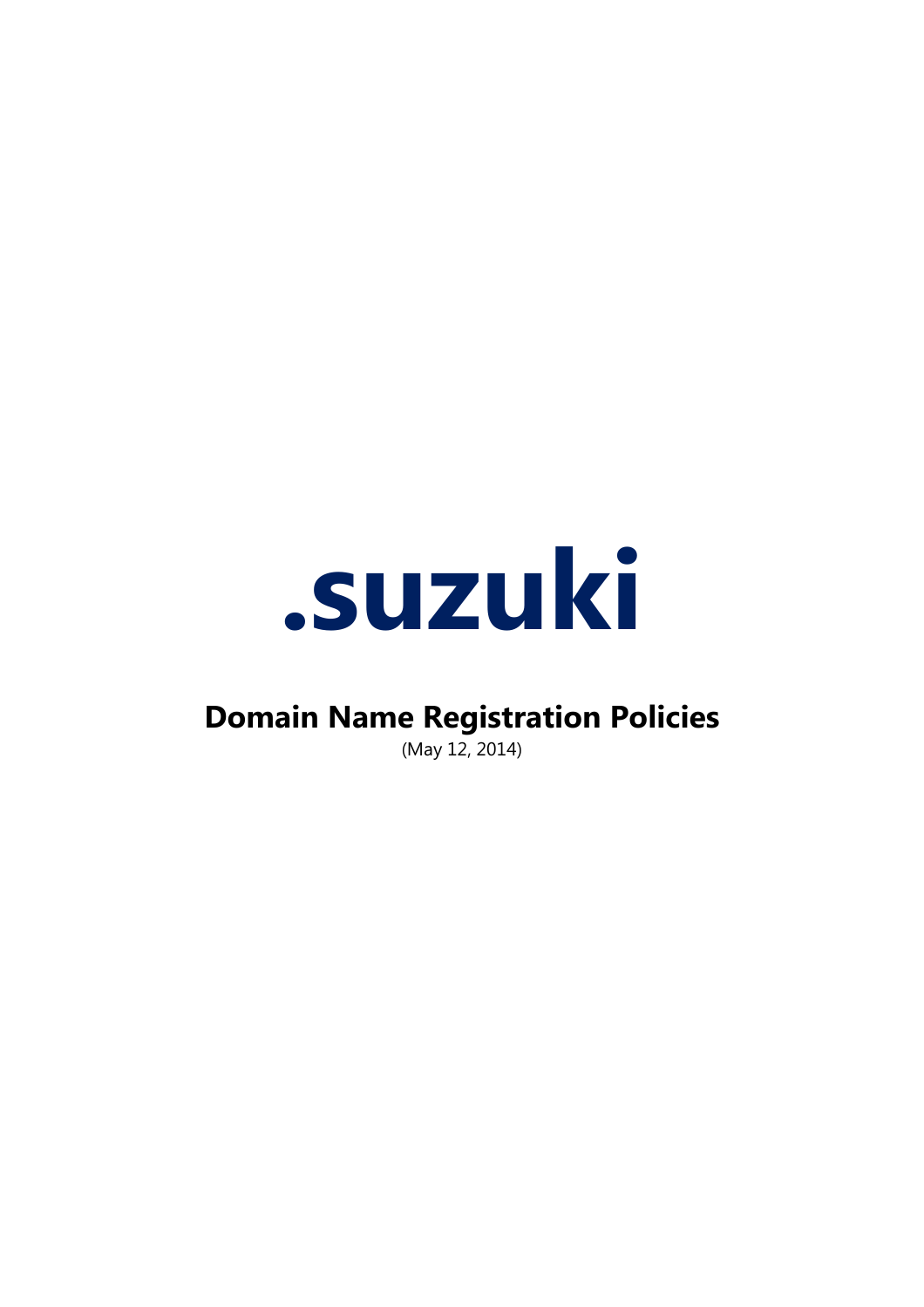# .suzuki

## Domain Name Registration Policies

(May 12, 2014)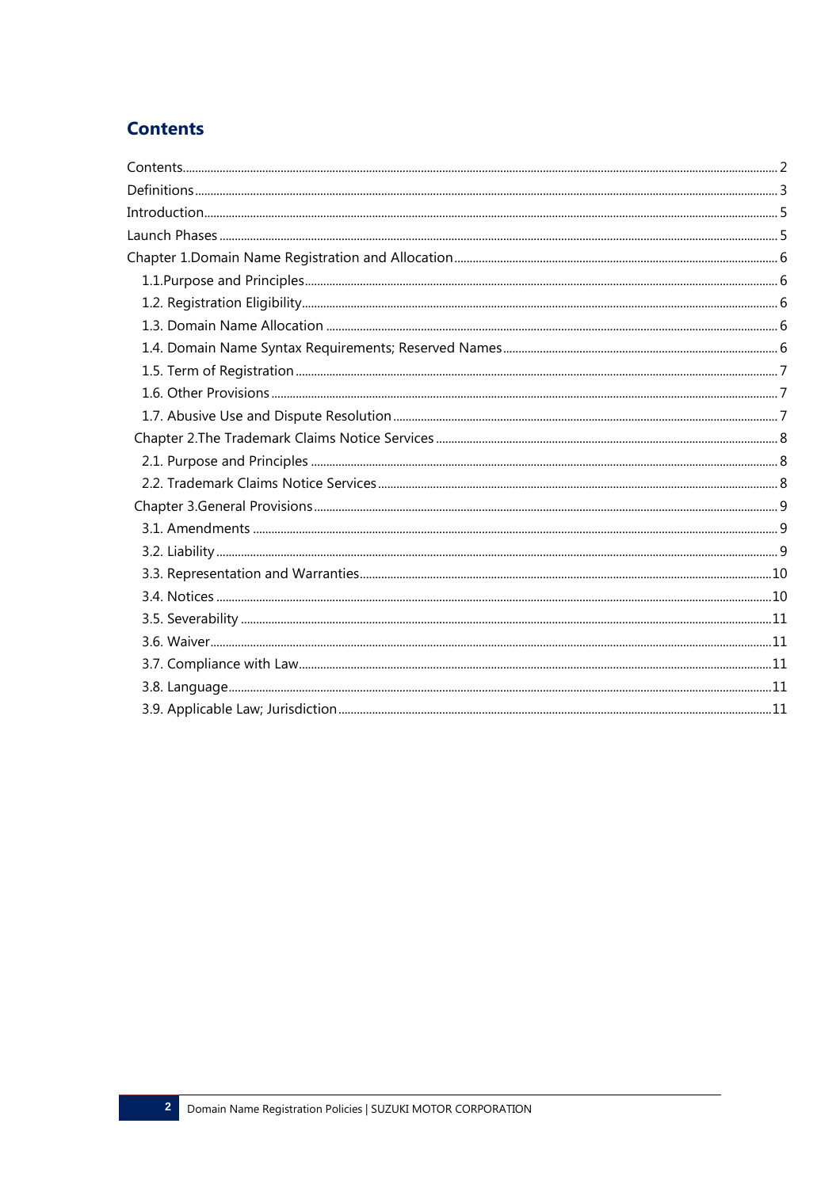# Contents

- Contents 2
- Definitions 3
- Introduction 5
- Launch Phases 5
- Chapter 1.Domain Name Registration and Allocation 6
  - 1.1.Purpose and Principles 6
  - 1.2. Registration Eligibility 6
  - 1.3. Domain Name Allocation 6
  - 1.4. Domain Name Syntax Requirements; Reserved Names 6
  - 1.5. Term of Registration 7
  - 1.6. Other Provisions 7
  - 1.7. Abusive Use and Dispute Resolution 7
- Chapter 2.The Trademark Claims Notice Services 8
  - 2.1. Purpose and Principles 8
  - 2.2. Trademark Claims Notice Services 8
- Chapter 3.General Provisions 9
  - 3.1. Amendments 9
  - 3.2. Liability 9
  - 3.3. Representation and Warranties 10
  - 3.4. Notices 10
  - 3.5. Severability 11
  - 3.6. Waiver 11
  - 3.7. Compliance with Law 11
  - 3.8. Language 11
  - 3.9. Applicable Law; Jurisdiction 11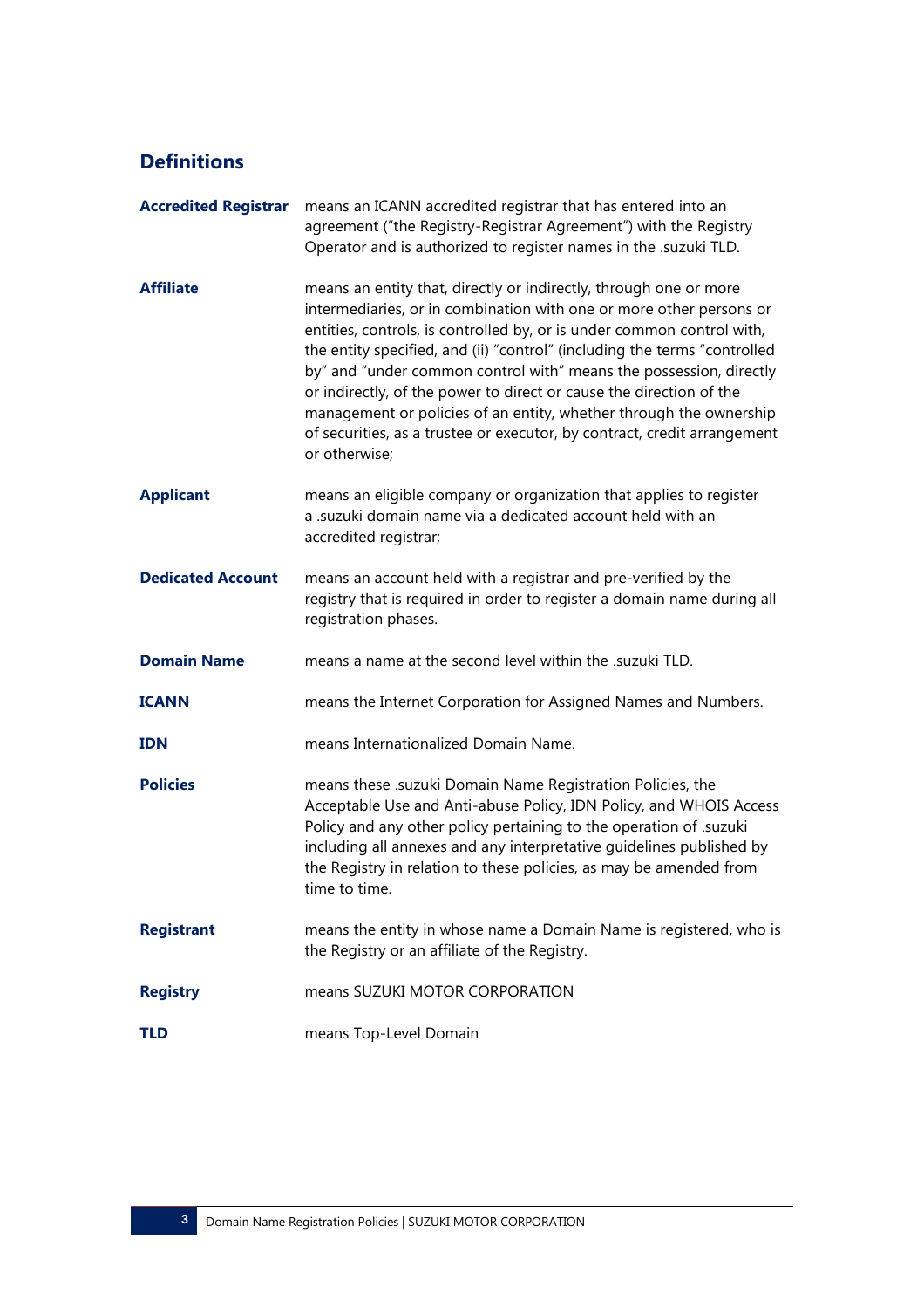## Definitions

| | |
|---|---|
| **Accredited Registrar** | means an ICANN accredited registrar that has entered into an agreement (“the Registry-Registrar Agreement”) with the Registry Operator and is authorized to register names in the .suzuki TLD. |
| **Affiliate** | means an entity that, directly or indirectly, through one or more intermediaries, or in combination with one or more other persons or entities, controls, is controlled by, or is under common control with, the entity specified, and (ii) “control” (including the terms “controlled by” and “under common control with” means the possession, directly or indirectly, of the power to direct or cause the direction of the management or policies of an entity, whether through the ownership of securities, as a trustee or executor, by contract, credit arrangement or otherwise; |
| **Applicant** | means an eligible company or organization that applies to register a .suzuki domain name via a dedicated account held with an accredited registrar; |
| **Dedicated Account** | means an account held with a registrar and pre-verified by the registry that is required in order to register a domain name during all registration phases. |
| **Domain Name** | means a name at the second level within the .suzuki TLD. |
| **ICANN** | means the Internet Corporation for Assigned Names and Numbers. |
| **IDN** | means Internationalized Domain Name. |
| **Policies** | means these .suzuki Domain Name Registration Policies, the Acceptable Use and Anti-abuse Policy, IDN Policy, and WHOIS Access Policy and any other policy pertaining to the operation of .suzuki including all annexes and any interpretative guidelines published by the Registry in relation to these policies, as may be amended from time to time. |
| **Registrant** | means the entity in whose name a Domain Name is registered, who is the Registry or an affiliate of the Registry. |
| **Registry** | means SUZUKI MOTOR CORPORATION |
| **TLD** | means Top-Level Domain |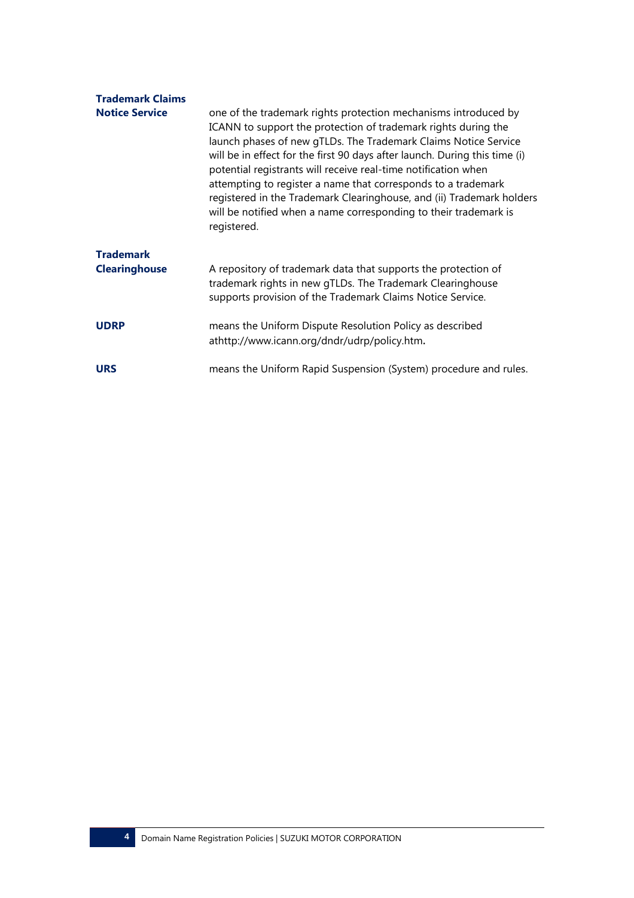**Trademark Claims Notice Service**

one of the trademark rights protection mechanisms introduced by ICANN to support the protection of trademark rights during the launch phases of new gTLDs. The Trademark Claims Notice Service will be in effect for the first 90 days after launch. During this time (i) potential registrants will receive real-time notification when attempting to register a name that corresponds to a trademark registered in the Trademark Clearinghouse, and (ii) Trademark holders will be notified when a name corresponding to their trademark is registered.

**Trademark Clearinghouse**

A repository of trademark data that supports the protection of trademark rights in new gTLDs. The Trademark Clearinghouse supports provision of the Trademark Claims Notice Service.

**UDRP**

means the Uniform Dispute Resolution Policy as described athttp://www.icann.org/dndr/udrp/policy.htm**.**

**URS**

means the Uniform Rapid Suspension (System) procedure and rules.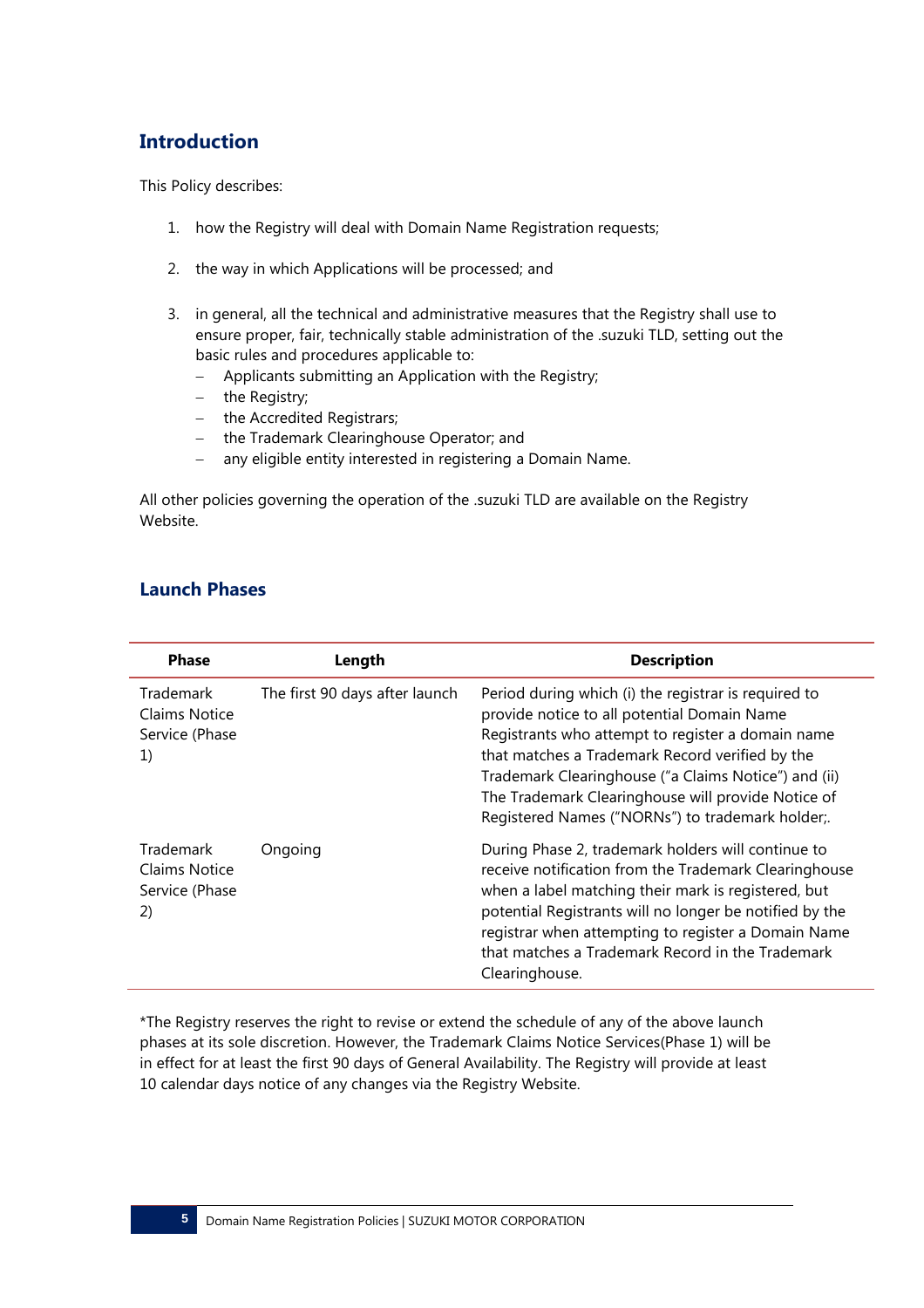## Introduction

This Policy describes:

1. how the Registry will deal with Domain Name Registration requests;

2. the way in which Applications will be processed; and

3. in general, all the technical and administrative measures that the Registry shall use to ensure proper, fair, technically stable administration of the .suzuki TLD, setting out the basic rules and procedures applicable to:
   - Applicants submitting an Application with the Registry;
   - the Registry;
   - the Accredited Registrars;
   - the Trademark Clearinghouse Operator; and
   - any eligible entity interested in registering a Domain Name.

All other policies governing the operation of the .suzuki TLD are available on the Registry Website.

## Launch Phases

| Phase | Length | Description |
|---|---|---|
| Trademark Claims Notice Service (Phase 1) | The first 90 days after launch | Period during which (i) the registrar is required to provide notice to all potential Domain Name Registrants who attempt to register a domain name that matches a Trademark Record verified by the Trademark Clearinghouse ("a Claims Notice") and (ii) The Trademark Clearinghouse will provide Notice of Registered Names ("NORNs") to trademark holder;. |
| Trademark Claims Notice Service (Phase 2) | Ongoing | During Phase 2, trademark holders will continue to receive notification from the Trademark Clearinghouse when a label matching their mark is registered, but potential Registrants will no longer be notified by the registrar when attempting to register a Domain Name that matches a Trademark Record in the Trademark Clearinghouse. |

*The Registry reserves the right to revise or extend the schedule of any of the above launch phases at its sole discretion. However, the Trademark Claims Notice Services(Phase 1) will be in effect for at least the first 90 days of General Availability. The Registry will provide at least 10 calendar days notice of any changes via the Registry Website.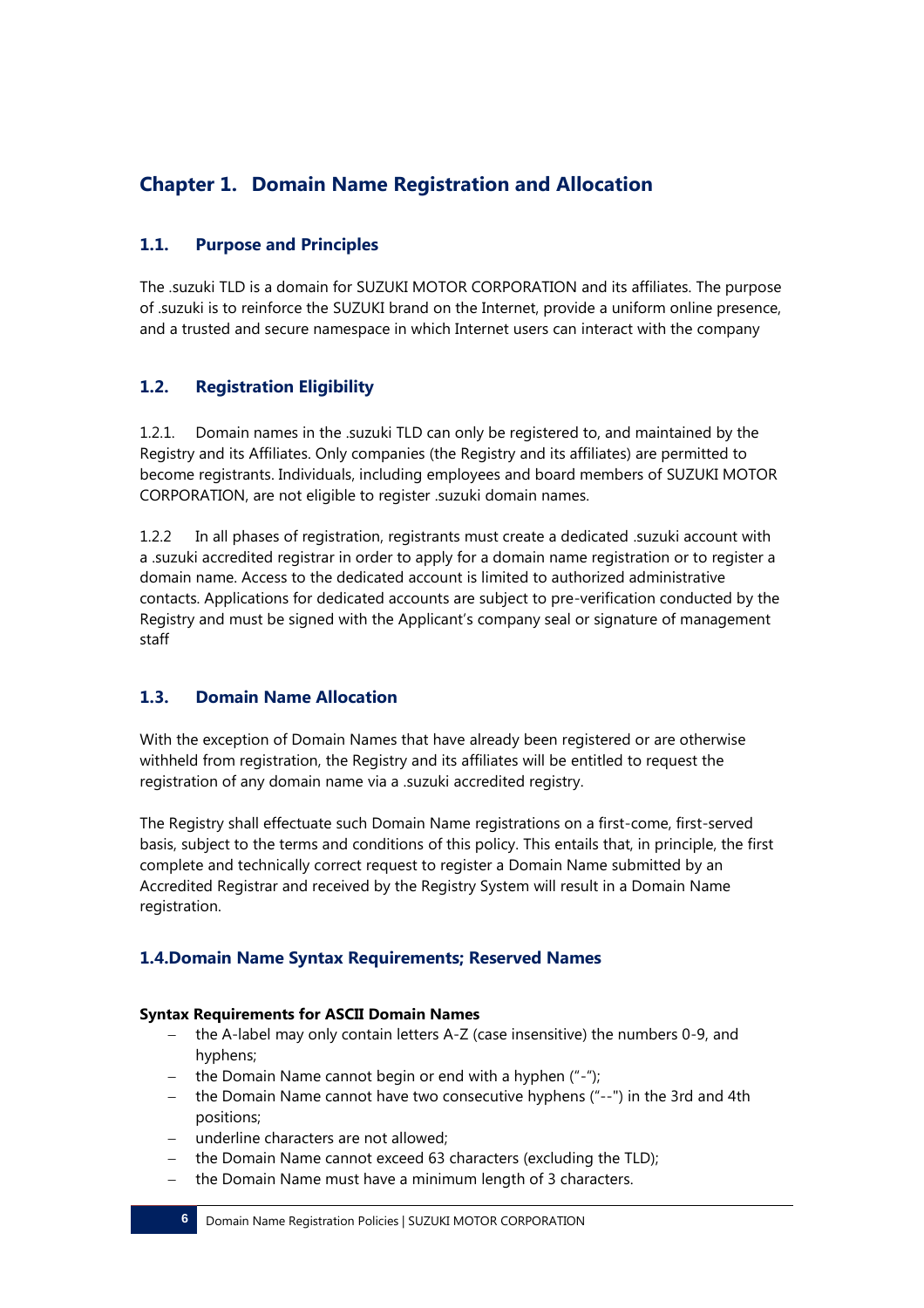# Chapter 1. Domain Name Registration and Allocation

## 1.1. Purpose and Principles

The .suzuki TLD is a domain for SUZUKI MOTOR CORPORATION and its affiliates. The purpose of .suzuki is to reinforce the SUZUKI brand on the Internet, provide a uniform online presence, and a trusted and secure namespace in which Internet users can interact with the company

## 1.2. Registration Eligibility

1.2.1. Domain names in the .suzuki TLD can only be registered to, and maintained by the Registry and its Affiliates. Only companies (the Registry and its affiliates) are permitted to become registrants. Individuals, including employees and board members of SUZUKI MOTOR CORPORATION, are not eligible to register .suzuki domain names.

1.2.2 In all phases of registration, registrants must create a dedicated .suzuki account with a .suzuki accredited registrar in order to apply for a domain name registration or to register a domain name. Access to the dedicated account is limited to authorized administrative contacts. Applications for dedicated accounts are subject to pre-verification conducted by the Registry and must be signed with the Applicant's company seal or signature of management staff

## 1.3. Domain Name Allocation

With the exception of Domain Names that have already been registered or are otherwise withheld from registration, the Registry and its affiliates will be entitled to request the registration of any domain name via a .suzuki accredited registry.

The Registry shall effectuate such Domain Name registrations on a first-come, first-served basis, subject to the terms and conditions of this policy. This entails that, in principle, the first complete and technically correct request to register a Domain Name submitted by an Accredited Registrar and received by the Registry System will result in a Domain Name registration.

## 1.4.Domain Name Syntax Requirements; Reserved Names

**Syntax Requirements for ASCII Domain Names**

- the A-label may only contain letters A-Z (case insensitive) the numbers 0-9, and hyphens;
- the Domain Name cannot begin or end with a hyphen ("-");
- the Domain Name cannot have two consecutive hyphens ("--") in the 3rd and 4th positions;
- underline characters are not allowed;
- the Domain Name cannot exceed 63 characters (excluding the TLD);
- the Domain Name must have a minimum length of 3 characters.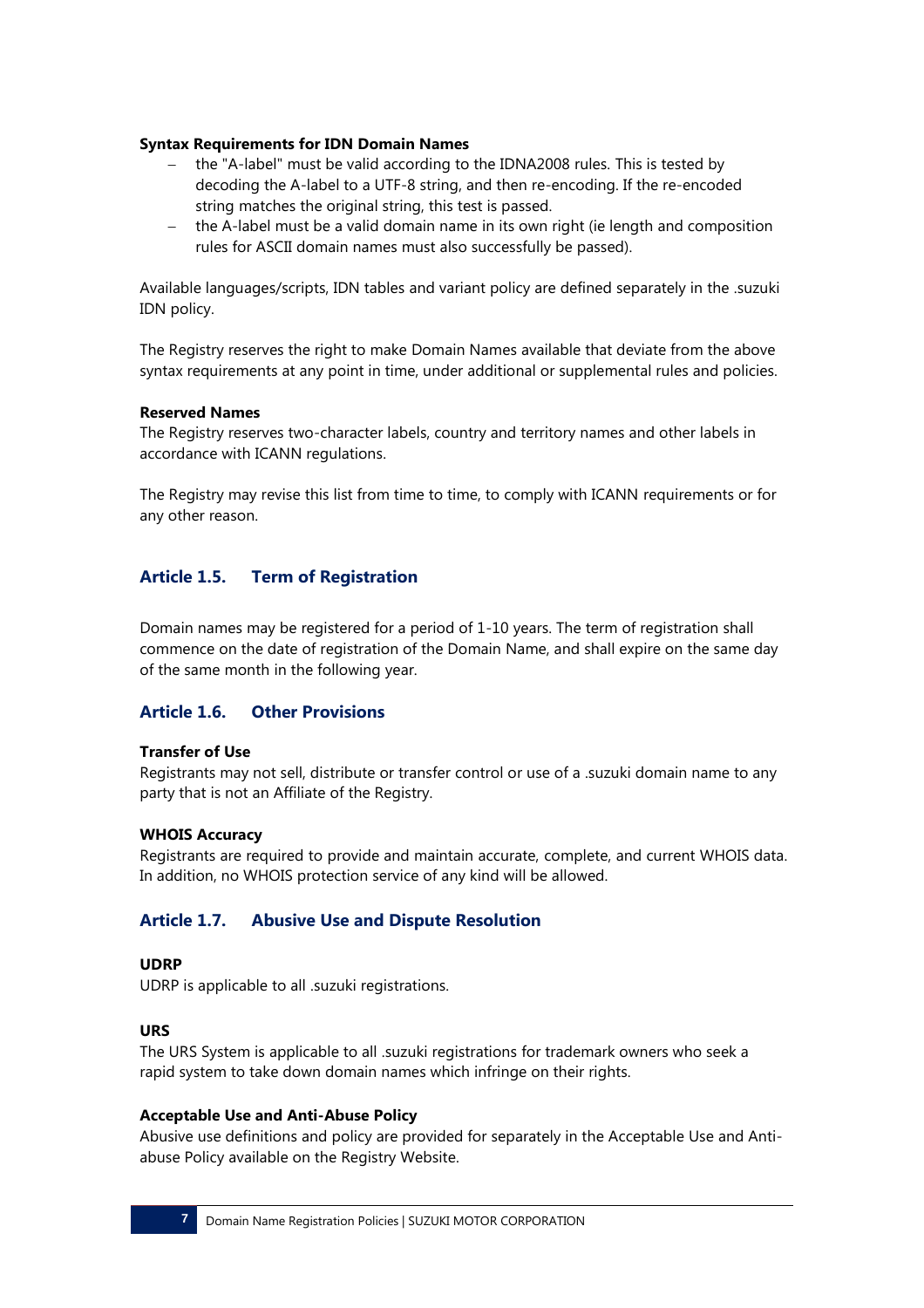**Syntax Requirements for IDN Domain Names**

- the "A-label" must be valid according to the IDNA2008 rules. This is tested by decoding the A-label to a UTF-8 string, and then re-encoding. If the re-encoded string matches the original string, this test is passed.
- the A-label must be a valid domain name in its own right (ie length and composition rules for ASCII domain names must also successfully be passed).

Available languages/scripts, IDN tables and variant policy are defined separately in the .suzuki IDN policy.

The Registry reserves the right to make Domain Names available that deviate from the above syntax requirements at any point in time, under additional or supplemental rules and policies.

**Reserved Names**

The Registry reserves two-character labels, country and territory names and other labels in accordance with ICANN regulations.

The Registry may revise this list from time to time, to comply with ICANN requirements or for any other reason.

## Article 1.5. Term of Registration

Domain names may be registered for a period of 1-10 years. The term of registration shall commence on the date of registration of the Domain Name, and shall expire on the same day of the same month in the following year.

## Article 1.6. Other Provisions

**Transfer of Use**

Registrants may not sell, distribute or transfer control or use of a .suzuki domain name to any party that is not an Affiliate of the Registry.

**WHOIS Accuracy**

Registrants are required to provide and maintain accurate, complete, and current WHOIS data. In addition, no WHOIS protection service of any kind will be allowed.

## Article 1.7. Abusive Use and Dispute Resolution

**UDRP**

UDRP is applicable to all .suzuki registrations.

**URS**

The URS System is applicable to all .suzuki registrations for trademark owners who seek a rapid system to take down domain names which infringe on their rights.

**Acceptable Use and Anti-Abuse Policy**

Abusive use definitions and policy are provided for separately in the Acceptable Use and Anti-abuse Policy available on the Registry Website.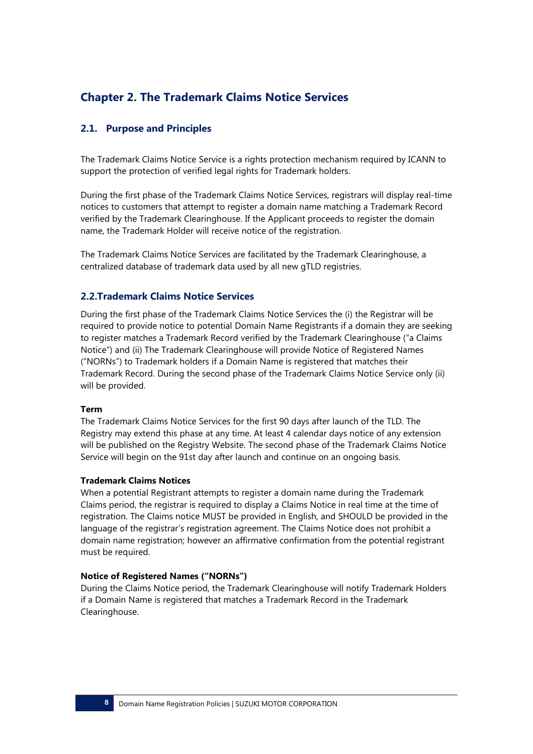# Chapter 2. The Trademark Claims Notice Services

## 2.1. Purpose and Principles

The Trademark Claims Notice Service is a rights protection mechanism required by ICANN to support the protection of verified legal rights for Trademark holders.

During the first phase of the Trademark Claims Notice Services, registrars will display real-time notices to customers that attempt to register a domain name matching a Trademark Record verified by the Trademark Clearinghouse. If the Applicant proceeds to register the domain name, the Trademark Holder will receive notice of the registration.

The Trademark Claims Notice Services are facilitated by the Trademark Clearinghouse, a centralized database of trademark data used by all new gTLD registries.

## 2.2.Trademark Claims Notice Services

During the first phase of the Trademark Claims Notice Services the (i) the Registrar will be required to provide notice to potential Domain Name Registrants if a domain they are seeking to register matches a Trademark Record verified by the Trademark Clearinghouse ("a Claims Notice") and (ii) The Trademark Clearinghouse will provide Notice of Registered Names ("NORNs") to Trademark holders if a Domain Name is registered that matches their Trademark Record. During the second phase of the Trademark Claims Notice Service only (ii) will be provided.

**Term**
The Trademark Claims Notice Services for the first 90 days after launch of the TLD. The Registry may extend this phase at any time. At least 4 calendar days notice of any extension will be published on the Registry Website. The second phase of the Trademark Claims Notice Service will begin on the 91st day after launch and continue on an ongoing basis.

**Trademark Claims Notices**
When a potential Registrant attempts to register a domain name during the Trademark Claims period, the registrar is required to display a Claims Notice in real time at the time of registration. The Claims notice MUST be provided in English, and SHOULD be provided in the language of the registrar's registration agreement. The Claims Notice does not prohibit a domain name registration; however an affirmative confirmation from the potential registrant must be required.

**Notice of Registered Names ("NORNs")**
During the Claims Notice period, the Trademark Clearinghouse will notify Trademark Holders if a Domain Name is registered that matches a Trademark Record in the Trademark Clearinghouse.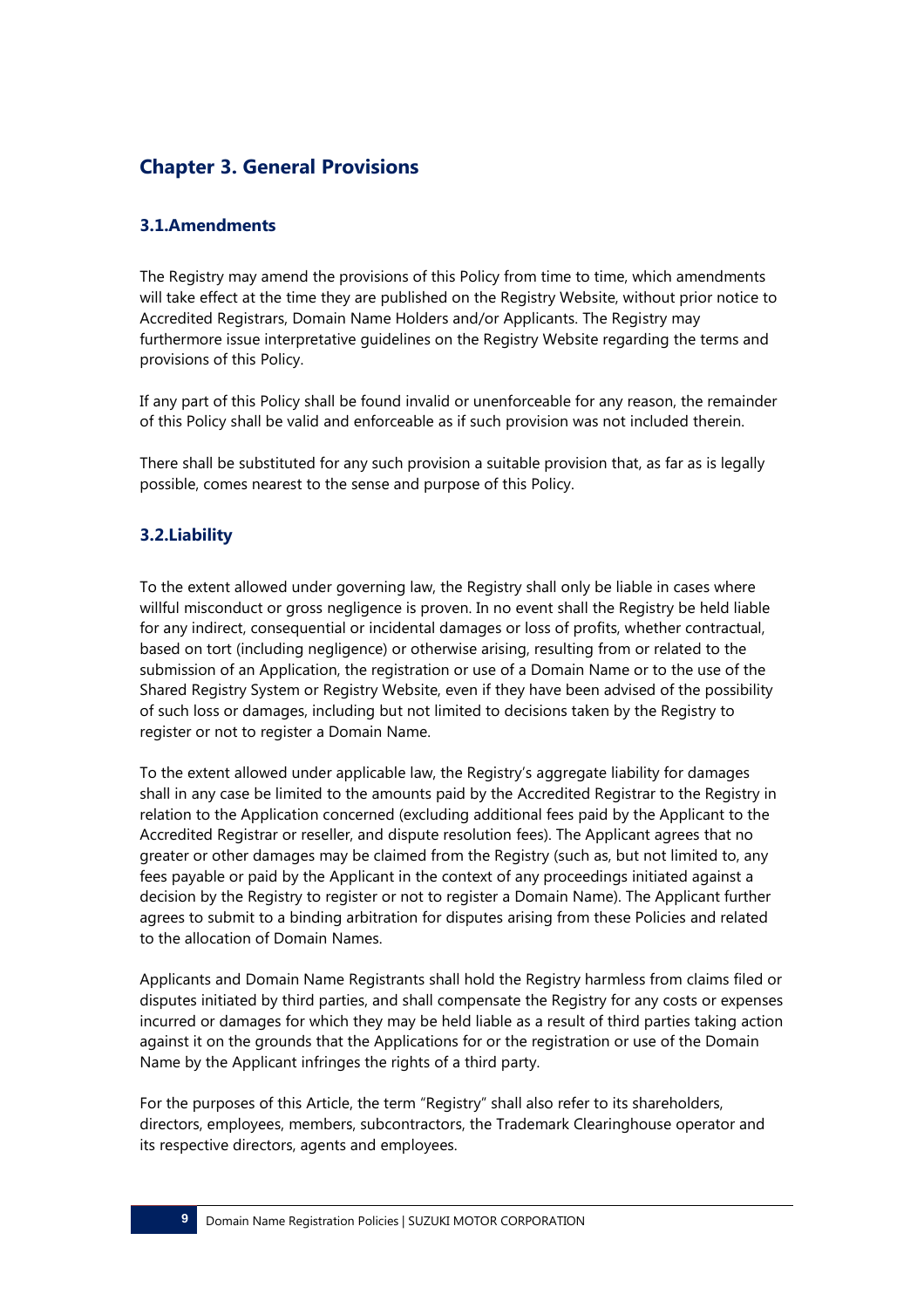## Chapter 3. General Provisions

### 3.1.Amendments

The Registry may amend the provisions of this Policy from time to time, which amendments will take effect at the time they are published on the Registry Website, without prior notice to Accredited Registrars, Domain Name Holders and/or Applicants. The Registry may furthermore issue interpretative guidelines on the Registry Website regarding the terms and provisions of this Policy.

If any part of this Policy shall be found invalid or unenforceable for any reason, the remainder of this Policy shall be valid and enforceable as if such provision was not included therein.

There shall be substituted for any such provision a suitable provision that, as far as is legally possible, comes nearest to the sense and purpose of this Policy.

### 3.2.Liability

To the extent allowed under governing law, the Registry shall only be liable in cases where willful misconduct or gross negligence is proven. In no event shall the Registry be held liable for any indirect, consequential or incidental damages or loss of profits, whether contractual, based on tort (including negligence) or otherwise arising, resulting from or related to the submission of an Application, the registration or use of a Domain Name or to the use of the Shared Registry System or Registry Website, even if they have been advised of the possibility of such loss or damages, including but not limited to decisions taken by the Registry to register or not to register a Domain Name.

To the extent allowed under applicable law, the Registry's aggregate liability for damages shall in any case be limited to the amounts paid by the Accredited Registrar to the Registry in relation to the Application concerned (excluding additional fees paid by the Applicant to the Accredited Registrar or reseller, and dispute resolution fees). The Applicant agrees that no greater or other damages may be claimed from the Registry (such as, but not limited to, any fees payable or paid by the Applicant in the context of any proceedings initiated against a decision by the Registry to register or not to register a Domain Name). The Applicant further agrees to submit to a binding arbitration for disputes arising from these Policies and related to the allocation of Domain Names.

Applicants and Domain Name Registrants shall hold the Registry harmless from claims filed or disputes initiated by third parties, and shall compensate the Registry for any costs or expenses incurred or damages for which they may be held liable as a result of third parties taking action against it on the grounds that the Applications for or the registration or use of the Domain Name by the Applicant infringes the rights of a third party.

For the purposes of this Article, the term "Registry" shall also refer to its shareholders, directors, employees, members, subcontractors, the Trademark Clearinghouse operator and its respective directors, agents and employees.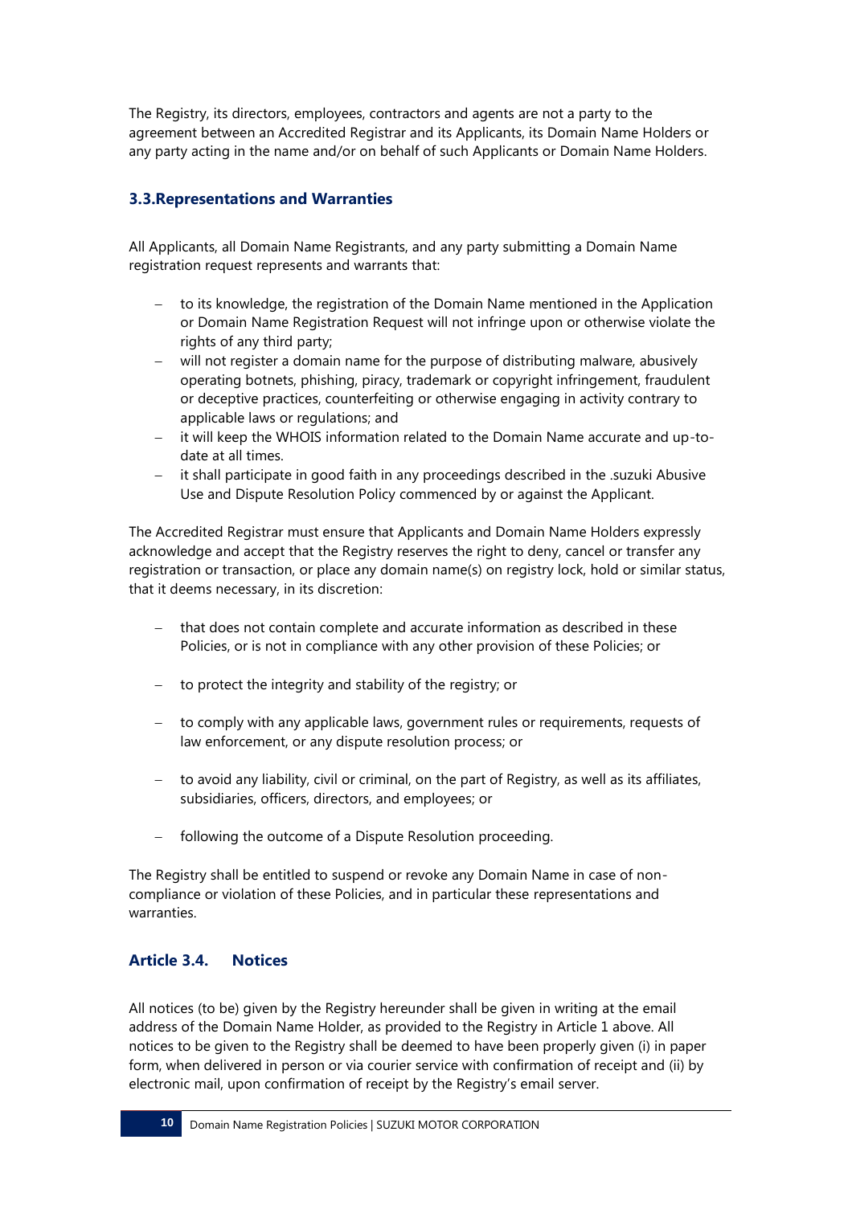The Registry, its directors, employees, contractors and agents are not a party to the agreement between an Accredited Registrar and its Applicants, its Domain Name Holders or any party acting in the name and/or on behalf of such Applicants or Domain Name Holders.

### 3.3.Representations and Warranties

All Applicants, all Domain Name Registrants, and any party submitting a Domain Name registration request represents and warrants that:

- to its knowledge, the registration of the Domain Name mentioned in the Application or Domain Name Registration Request will not infringe upon or otherwise violate the rights of any third party;
- will not register a domain name for the purpose of distributing malware, abusively operating botnets, phishing, piracy, trademark or copyright infringement, fraudulent or deceptive practices, counterfeiting or otherwise engaging in activity contrary to applicable laws or regulations; and
- it will keep the WHOIS information related to the Domain Name accurate and up-to-date at all times.
- it shall participate in good faith in any proceedings described in the .suzuki Abusive Use and Dispute Resolution Policy commenced by or against the Applicant.

The Accredited Registrar must ensure that Applicants and Domain Name Holders expressly acknowledge and accept that the Registry reserves the right to deny, cancel or transfer any registration or transaction, or place any domain name(s) on registry lock, hold or similar status, that it deems necessary, in its discretion:

- that does not contain complete and accurate information as described in these Policies, or is not in compliance with any other provision of these Policies; or
- to protect the integrity and stability of the registry; or
- to comply with any applicable laws, government rules or requirements, requests of law enforcement, or any dispute resolution process; or
- to avoid any liability, civil or criminal, on the part of Registry, as well as its affiliates, subsidiaries, officers, directors, and employees; or
- following the outcome of a Dispute Resolution proceeding.

The Registry shall be entitled to suspend or revoke any Domain Name in case of non-compliance or violation of these Policies, and in particular these representations and warranties.

### Article 3.4. Notices

All notices (to be) given by the Registry hereunder shall be given in writing at the email address of the Domain Name Holder, as provided to the Registry in Article 1 above. All notices to be given to the Registry shall be deemed to have been properly given (i) in paper form, when delivered in person or via courier service with confirmation of receipt and (ii) by electronic mail, upon confirmation of receipt by the Registry's email server.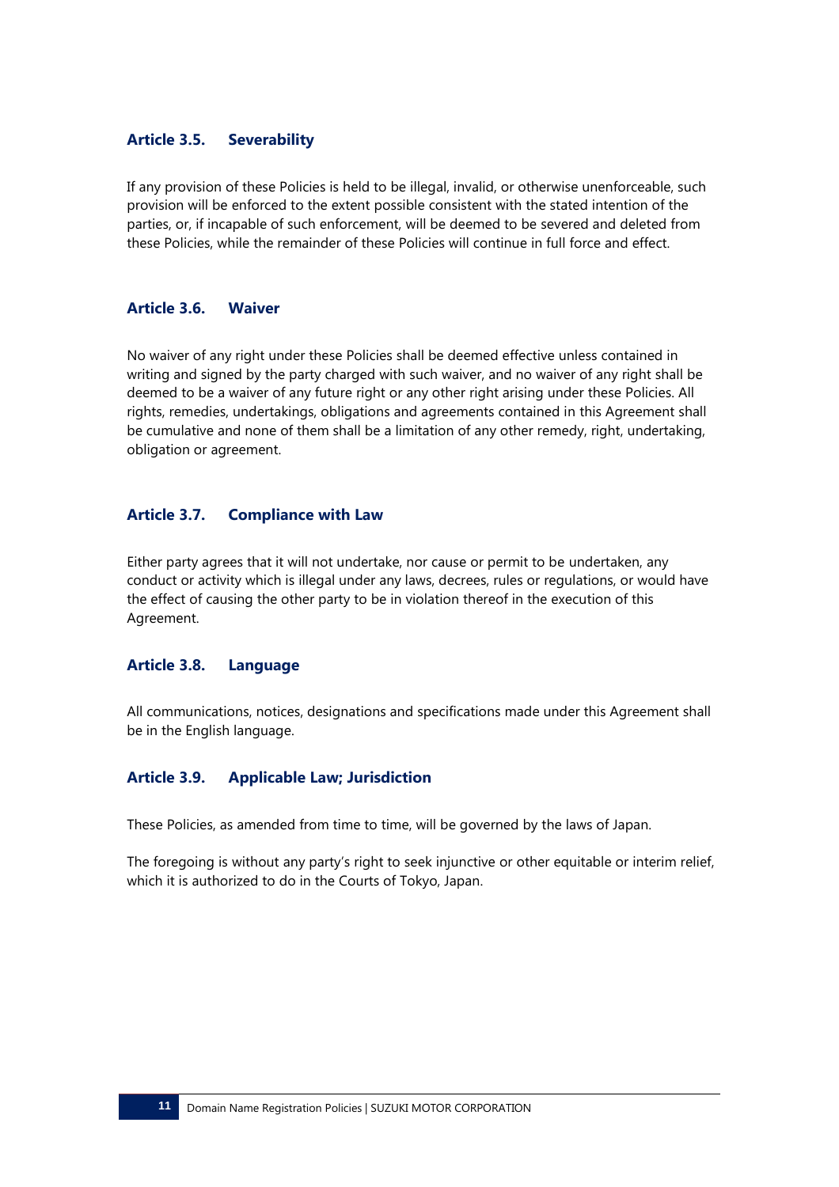### Article 3.5. Severability

If any provision of these Policies is held to be illegal, invalid, or otherwise unenforceable, such provision will be enforced to the extent possible consistent with the stated intention of the parties, or, if incapable of such enforcement, will be deemed to be severed and deleted from these Policies, while the remainder of these Policies will continue in full force and effect.

### Article 3.6. Waiver

No waiver of any right under these Policies shall be deemed effective unless contained in writing and signed by the party charged with such waiver, and no waiver of any right shall be deemed to be a waiver of any future right or any other right arising under these Policies. All rights, remedies, undertakings, obligations and agreements contained in this Agreement shall be cumulative and none of them shall be a limitation of any other remedy, right, undertaking, obligation or agreement.

### Article 3.7. Compliance with Law

Either party agrees that it will not undertake, nor cause or permit to be undertaken, any conduct or activity which is illegal under any laws, decrees, rules or regulations, or would have the effect of causing the other party to be in violation thereof in the execution of this Agreement.

### Article 3.8. Language

All communications, notices, designations and specifications made under this Agreement shall be in the English language.

### Article 3.9. Applicable Law; Jurisdiction

These Policies, as amended from time to time, will be governed by the laws of Japan.

The foregoing is without any party's right to seek injunctive or other equitable or interim relief, which it is authorized to do in the Courts of Tokyo, Japan.